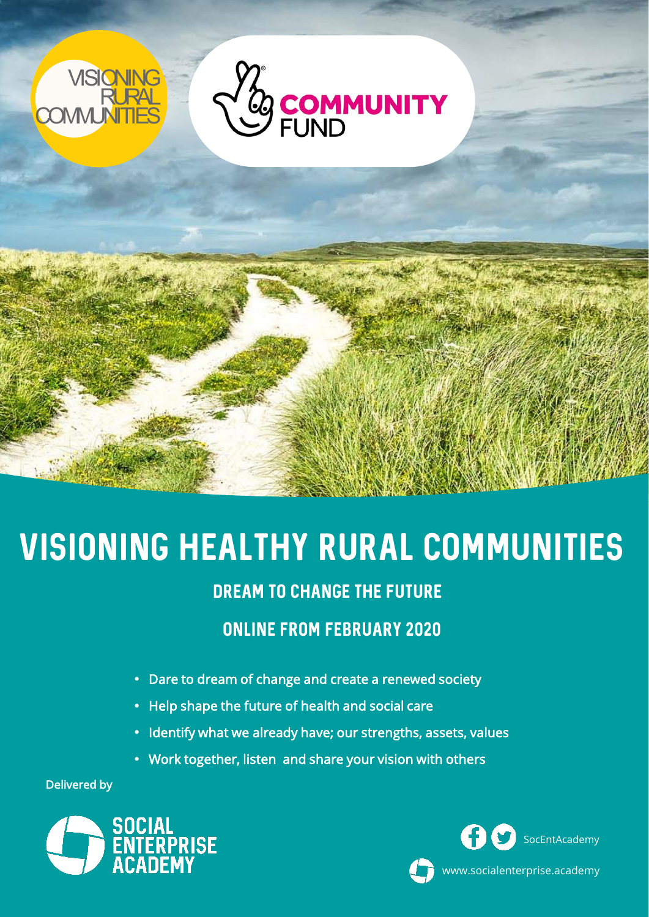VISIONING RURAL COMMUNITIES

COMMUNITY FUND

# VISIONING HEALTHY RURAL COMMUNITIES

## DREAM TO CHANGE THE FUTURE

## ONLINE FROM FEBRUARY 2020

- Dare to dream of change and create a renewed society
- Help shape the future of health and social care
- Identify what we already have; our strengths, assets, values
- Work together, listen and share your vision with others

Delivered by

SOCIAL ENTERPRISE ACADEMY

SocEntAcademy

www.socialenterprise.academy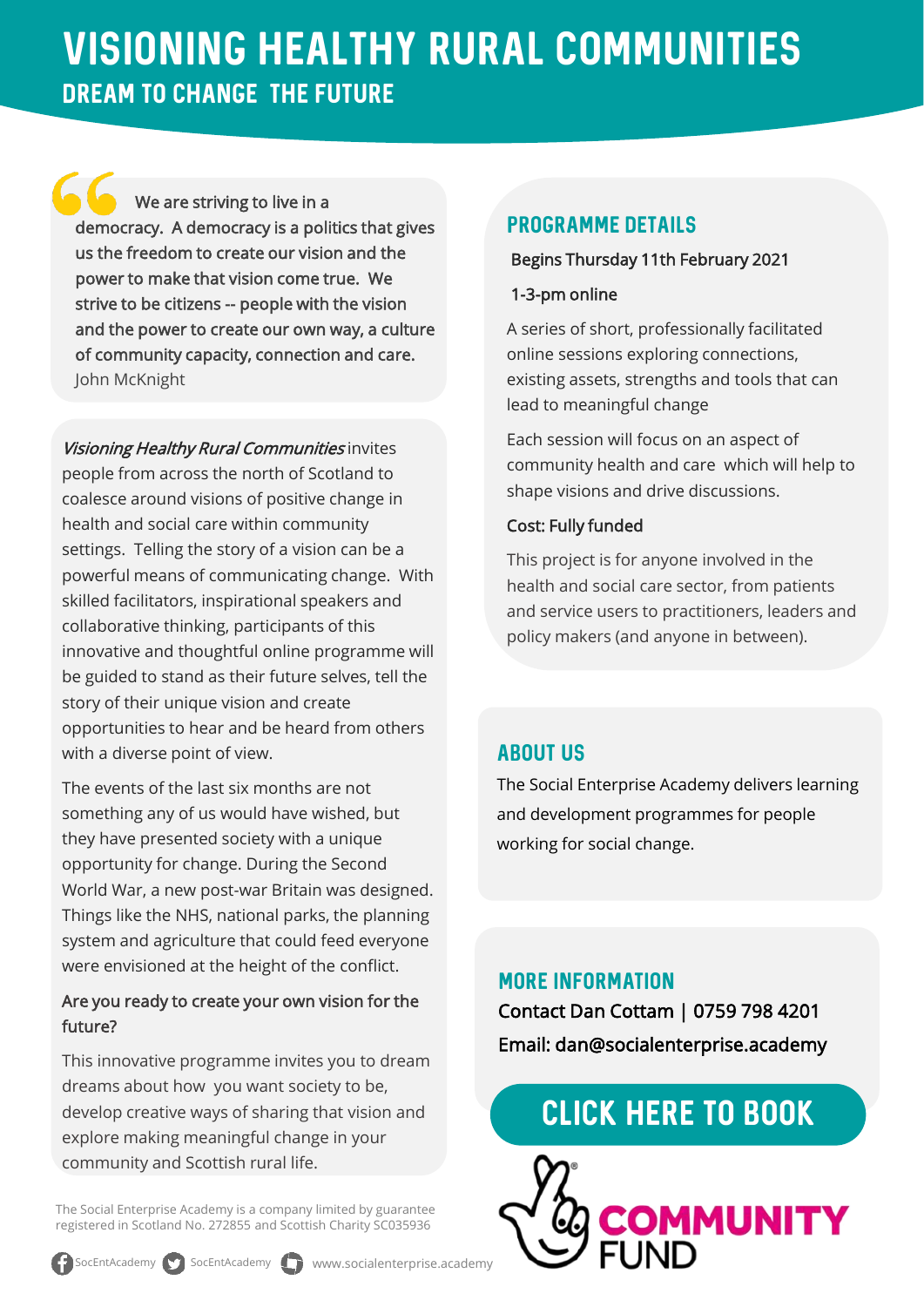# VISIONING HEALTHY RURAL COMMUNITIES

## DREAM TO CHANGE THE FUTURE

> We are striving to live in a democracy. A democracy is a politics that gives us the freedom to create our vision and the power to make that vision come true. We strive to be citizens -- people with the vision and the power to create our own way, a culture of community capacity, connection and care.
>
> John McKnight

*Visioning Healthy Rural Communities* invites people from across the north of Scotland to coalesce around visions of positive change in health and social care within community settings. Telling the story of a vision can be a powerful means of communicating change. With skilled facilitators, inspirational speakers and collaborative thinking, participants of this innovative and thoughtful online programme will be guided to stand as their future selves, tell the story of their unique vision and create opportunities to hear and be heard from others with a diverse point of view.

The events of the last six months are not something any of us would have wished, but they have presented society with a unique opportunity for change. During the Second World War, a new post-war Britain was designed. Things like the NHS, national parks, the planning system and agriculture that could feed everyone were envisioned at the height of the conflict.

Are you ready to create your own vision for the future?

This innovative programme invites you to dream dreams about how you want society to be, develop creative ways of sharing that vision and explore making meaningful change in your community and Scottish rural life.

## PROGRAMME DETAILS

Begins Thursday 11th February 2021

1-3-pm online

A series of short, professionally facilitated online sessions exploring connections, existing assets, strengths and tools that can lead to meaningful change

Each session will focus on an aspect of community health and care which will help to shape visions and drive discussions.

Cost: Fully funded

This project is for anyone involved in the health and social care sector, from patients and service users to practitioners, leaders and policy makers (and anyone in between).

## ABOUT US

The Social Enterprise Academy delivers learning and development programmes for people working for social change.

## MORE INFORMATION

Contact Dan Cottam | 0759 798 4201

Email: dan@socialenterprise.academy

**CLICK HERE TO BOOK**

COMMUNITY FUND

The Social Enterprise Academy is a company limited by guarantee registered in Scotland No. 272855 and Scottish Charity SC035936

SocEntAcademy SocEntAcademy www.socialenterprise.academy